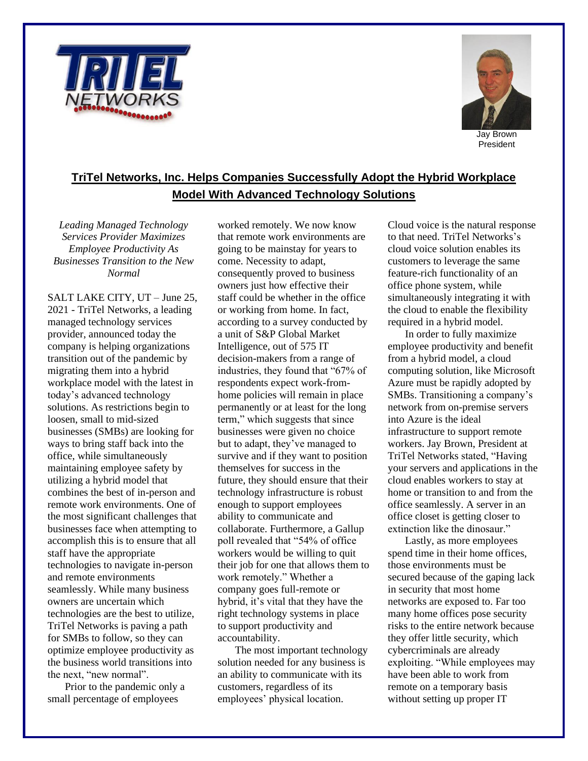Jay Brown
President

## TriTel Networks, Inc. Helps Companies Successfully Adopt the Hybrid Workplace Model With Advanced Technology Solutions

*Leading Managed Technology Services Provider Maximizes Employee Productivity As Businesses Transition to the New Normal*

SALT LAKE CITY, UT – June 25, 2021 - TriTel Networks, a leading managed technology services provider, announced today the company is helping organizations transition out of the pandemic by migrating them into a hybrid workplace model with the latest in today's advanced technology solutions. As restrictions begin to loosen, small to mid-sized businesses (SMBs) are looking for ways to bring staff back into the office, while simultaneously maintaining employee safety by utilizing a hybrid model that combines the best of in-person and remote work environments. One of the most significant challenges that businesses face when attempting to accomplish this is to ensure that all staff have the appropriate technologies to navigate in-person and remote environments seamlessly. While many business owners are uncertain which technologies are the best to utilize, TriTel Networks is paving a path for SMBs to follow, so they can optimize employee productivity as the business world transitions into the next, "new normal".

Prior to the pandemic only a small percentage of employees worked remotely. We now know that remote work environments are going to be mainstay for years to come. Necessity to adapt, consequently proved to business owners just how effective their staff could be whether in the office or working from home. In fact, according to a survey conducted by a unit of S&P Global Market Intelligence, out of 575 IT decision-makers from a range of industries, they found that "67% of respondents expect work-from-home policies will remain in place permanently or at least for the long term," which suggests that since businesses were given no choice but to adapt, they've managed to survive and if they want to position themselves for success in the future, they should ensure that their technology infrastructure is robust enough to support employees ability to communicate and collaborate. Furthermore, a Gallup poll revealed that "54% of office workers would be willing to quit their job for one that allows them to work remotely." Whether a company goes full-remote or hybrid, it's vital that they have the right technology systems in place to support productivity and accountability.

The most important technology solution needed for any business is an ability to communicate with its customers, regardless of its employees' physical location. Cloud voice is the natural response to that need. TriTel Networks's cloud voice solution enables its customers to leverage the same feature-rich functionality of an office phone system, while simultaneously integrating it with the cloud to enable the flexibility required in a hybrid model.

In order to fully maximize employee productivity and benefit from a hybrid model, a cloud computing solution, like Microsoft Azure must be rapidly adopted by SMBs. Transitioning a company's network from on-premise servers into Azure is the ideal infrastructure to support remote workers. Jay Brown, President at TriTel Networks stated, "Having your servers and applications in the cloud enables workers to stay at home or transition to and from the office seamlessly. A server in an office closet is getting closer to extinction like the dinosaur."

Lastly, as more employees spend time in their home offices, those environments must be secured because of the gaping lack in security that most home networks are exposed to. Far too many home offices pose security risks to the entire network because they offer little security, which cybercriminals are already exploiting. "While employees may have been able to work from remote on a temporary basis without setting up proper IT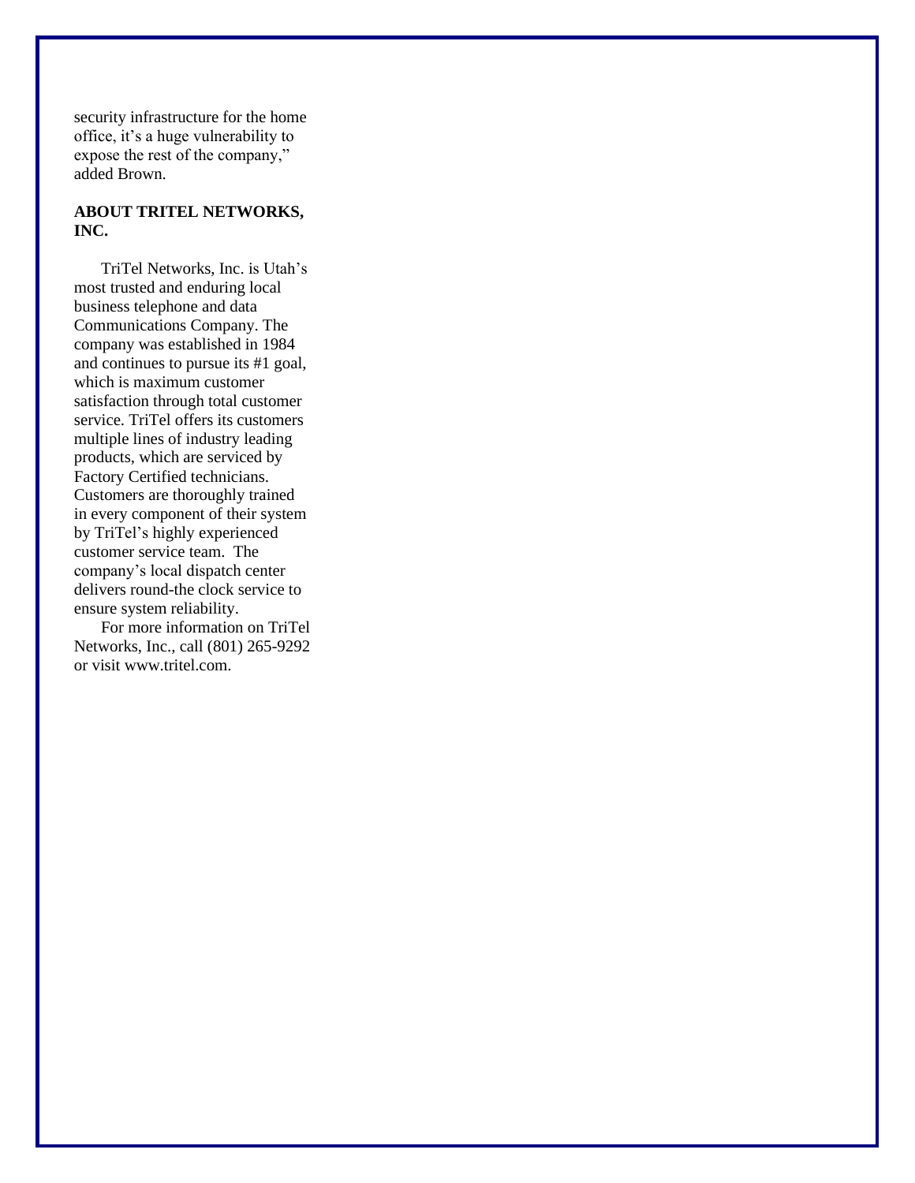security infrastructure for the home office, it's a huge vulnerability to expose the rest of the company," added Brown.

## ABOUT TRITEL NETWORKS, INC.

TriTel Networks, Inc. is Utah's most trusted and enduring local business telephone and data Communications Company. The company was established in 1984 and continues to pursue its #1 goal, which is maximum customer satisfaction through total customer service. TriTel offers its customers multiple lines of industry leading products, which are serviced by Factory Certified technicians. Customers are thoroughly trained in every component of their system by TriTel's highly experienced customer service team. The company's local dispatch center delivers round-the clock service to ensure system reliability.

For more information on TriTel Networks, Inc., call (801) 265-9292 or visit www.tritel.com.